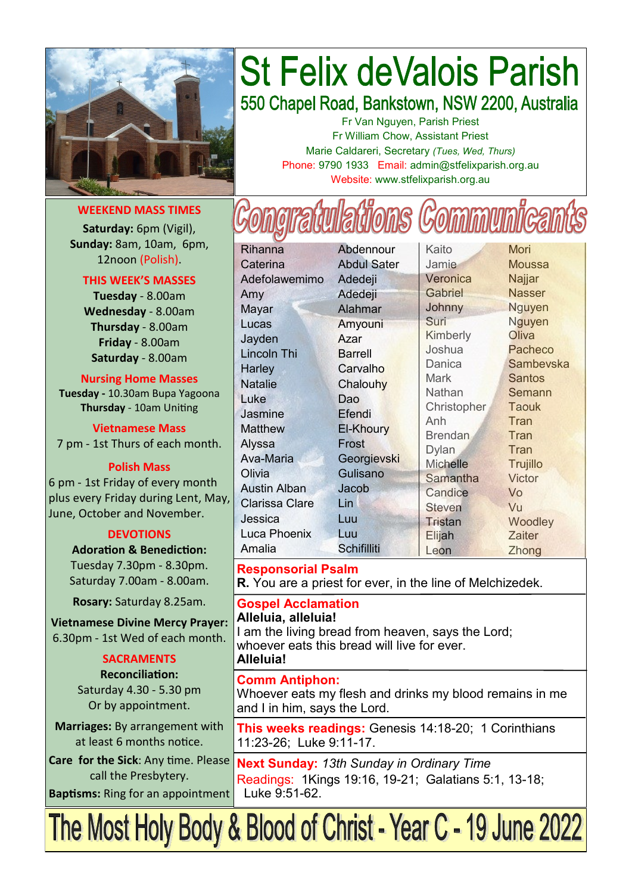# St Felix deValois Parish

## 550 Chapel Road, Bankstown, NSW 2200, Australia

Fr Van Nguyen, Parish Priest
Fr William Chow, Assistant Priest
Marie Caldareri, Secretary *(Tues, Wed, Thurs)*
Phone: 9790 1933 Email: admin@stfelixparish.org.au
Website: www.stfelixparish.org.au

### WEEKEND MASS TIMES

**Saturday:** 6pm (Vigil),
**Sunday:** 8am, 10am, 6pm, 12noon (Polish).

### THIS WEEK'S MASSES

**Tuesday** - 8.00am
**Wednesday** - 8.00am
**Thursday** - 8.00am
**Friday** - 8.00am
**Saturday** - 8.00am

### Nursing Home Masses

**Tuesday -** 10.30am Bupa Yagoona
**Thursday** - 10am Uniting

### Vietnamese Mass

7 pm - 1st Thurs of each month.

### Polish Mass

6 pm - 1st Friday of every month plus every Friday during Lent, May, June, October and November.

### DEVOTIONS

**Adoration & Benediction:**
Tuesday 7.30pm - 8.30pm.
Saturday 7.00am - 8.00am.

**Rosary:** Saturday 8.25am.

**Vietnamese Divine Mercy Prayer:** 6.30pm - 1st Wed of each month.

### SACRAMENTS

**Reconciliation:**
Saturday 4.30 - 5.30 pm
Or by appointment.

**Marriages:** By arrangement with at least 6 months notice.

**Care for the Sick**: Any time. Please call the Presbytery.

**Baptisms:** Ring for an appointment

# Congratulations Communicants

| | | | |
|---|---|---|---|
| Rihanna | Abdennour | Kaito | Mori |
| Caterina | Abdul Sater | Jamie | Moussa |
| Adefolawemimo | Adedeji | Veronica | Najjar |
| Amy | Adedeji | Gabriel | Nasser |
| Mayar | Alahmar | Johnny | Nguyen |
| Lucas | Amyouni | Suri | Nguyen |
| Jayden | Azar | Kimberly | Oliva |
| Lincoln Thi | Barrell | Joshua | Pacheco |
| Harley | Carvalho | Danica | Sambevska |
| Natalie | Chalouhy | Mark | Santos |
| Luke | Dao | Nathan | Semann |
| Jasmine | Efendi | Christopher | Taouk |
| Matthew | El-Khoury | Anh | Tran |
| Alyssa | Frost | Brendan | Tran |
| Ava-Maria | Georgievski | Dylan | Tran |
| Olivia | Gulisano | Michelle | Trujillo |
| Austin Alban | Jacob | Samantha | Victor |
| Clarissa Clare | Lin | Candice | Vo |
| Jessica | Luu | Steven | Vu |
| Luca Phoenix | Luu | Tristan | Woodley |
| Amalia | Schifilliti | Elijah | Zaiter |
| | | Leon | Zhong |

**Responsorial Psalm**
**R.** You are a priest for ever, in the line of Melchizedek.

**Gospel Acclamation**
**Alleluia, alleluia!**
I am the living bread from heaven, says the Lord;
whoever eats this bread will live for ever.
**Alleluia!**

**Comm Antiphon:**
Whoever eats my flesh and drinks my blood remains in me and I in him, says the Lord.

**This weeks readings:** Genesis 14:18-20; 1 Corinthians 11:23-26; Luke 9:11-17.

**Next Sunday:** *13th Sunday in Ordinary Time*
Readings: 1Kings 19:16, 19-21; Galatians 5:1, 13-18; Luke 9:51-62.

# The Most Holy Body & Blood of Christ - Year C - 19 June 2022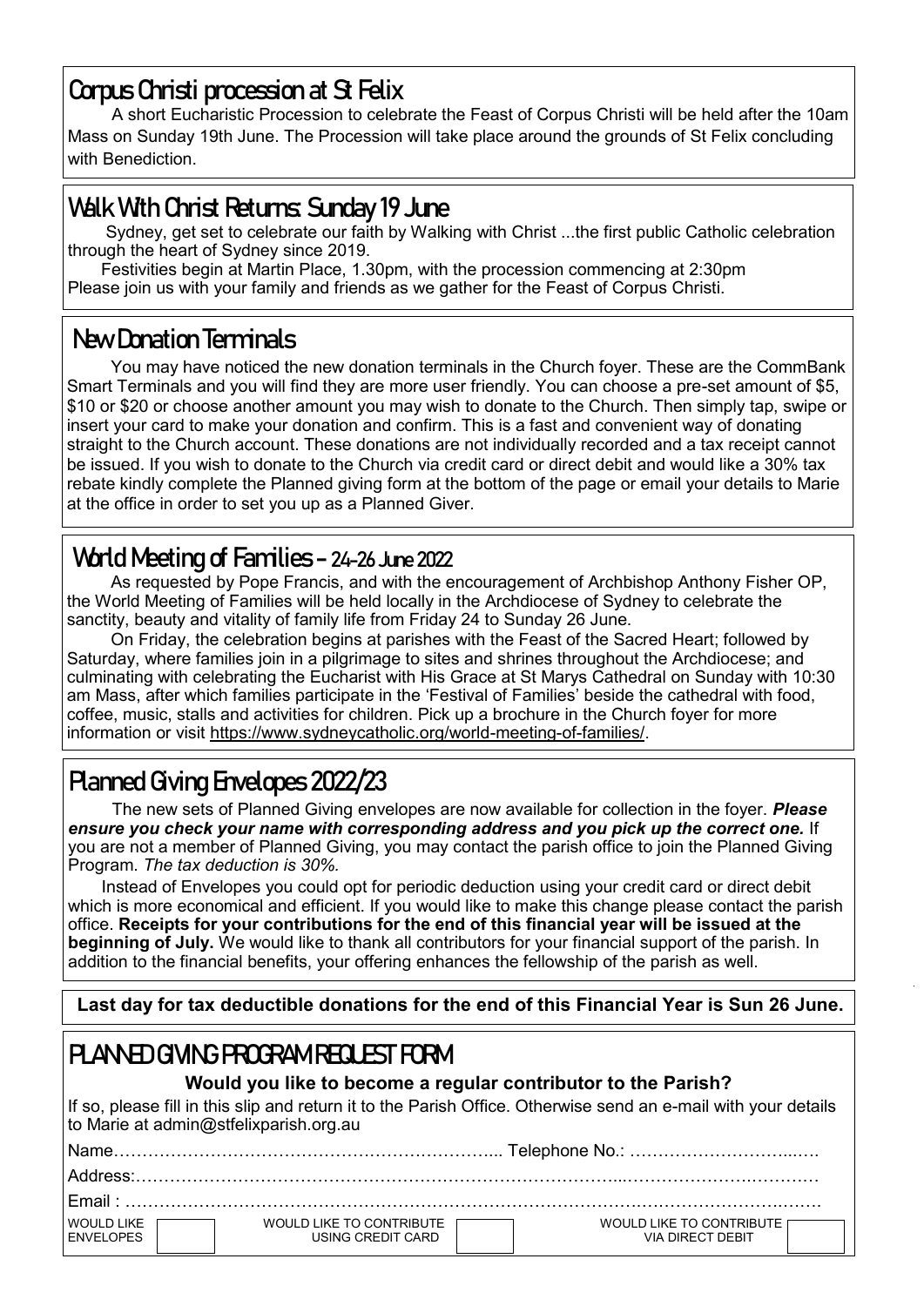## Corpus Christi procession at St Felix

A short Eucharistic Procession to celebrate the Feast of Corpus Christi will be held after the 10am Mass on Sunday 19th June. The Procession will take place around the grounds of St Felix concluding with Benediction.

## Walk With Christ Returns: Sunday 19 June

Sydney, get set to celebrate our faith by Walking with Christ ...the first public Catholic celebration through the heart of Sydney since 2019.

Festivities begin at Martin Place, 1.30pm, with the procession commencing at 2:30pm
Please join us with your family and friends as we gather for the Feast of Corpus Christi.

## New Donation Terminals

You may have noticed the new donation terminals in the Church foyer. These are the CommBank Smart Terminals and you will find they are more user friendly. You can choose a pre-set amount of $5, $10 or $20 or choose another amount you may wish to donate to the Church. Then simply tap, swipe or insert your card to make your donation and confirm. This is a fast and convenient way of donating straight to the Church account. These donations are not individually recorded and a tax receipt cannot be issued. If you wish to donate to the Church via credit card or direct debit and would like a 30% tax rebate kindly complete the Planned giving form at the bottom of the page or email your details to Marie at the office in order to set you up as a Planned Giver.

## World Meeting of Families - 24-26 June 2022

As requested by Pope Francis, and with the encouragement of Archbishop Anthony Fisher OP, the World Meeting of Families will be held locally in the Archdiocese of Sydney to celebrate the sanctity, beauty and vitality of family life from Friday 24 to Sunday 26 June.

On Friday, the celebration begins at parishes with the Feast of the Sacred Heart; followed by Saturday, where families join in a pilgrimage to sites and shrines throughout the Archdiocese; and culminating with celebrating the Eucharist with His Grace at St Marys Cathedral on Sunday with 10:30 am Mass, after which families participate in the 'Festival of Families' beside the cathedral with food, coffee, music, stalls and activities for children. Pick up a brochure in the Church foyer for more information or visit https://www.sydneycatholic.org/world-meeting-of-families/.

## Planned Giving Envelopes 2022/23

The new sets of Planned Giving envelopes are now available for collection in the foyer. ***Please ensure you check your name with corresponding address and you pick up the correct one.*** If you are not a member of Planned Giving, you may contact the parish office to join the Planned Giving Program. *The tax deduction is 30%.*

Instead of Envelopes you could opt for periodic deduction using your credit card or direct debit which is more economical and efficient. If you would like to make this change please contact the parish office. **Receipts for your contributions for the end of this financial year will be issued at the beginning of July.** We would like to thank all contributors for your financial support of the parish. In addition to the financial benefits, your offering enhances the fellowship of the parish as well.

**Last day for tax deductible donations for the end of this Financial Year is Sun 26 June.**

## PLANNED GIVING PROGRAM REQUEST FORM

**Would you like to become a regular contributor to the Parish?**

If so, please fill in this slip and return it to the Parish Office. Otherwise send an e-mail with your details to Marie at admin@stfelixparish.org.au

Name…………………………………………………………... Telephone No.: …………………………..….

Address:………………………………………………………………………...……………………….………

Email : …………………………………………………………………………………………………….………

WOULD LIKE ENVELOPES ☐ WOULD LIKE TO CONTRIBUTE USING CREDIT CARD ☐ WOULD LIKE TO CONTRIBUTE VIA DIRECT DEBIT ☐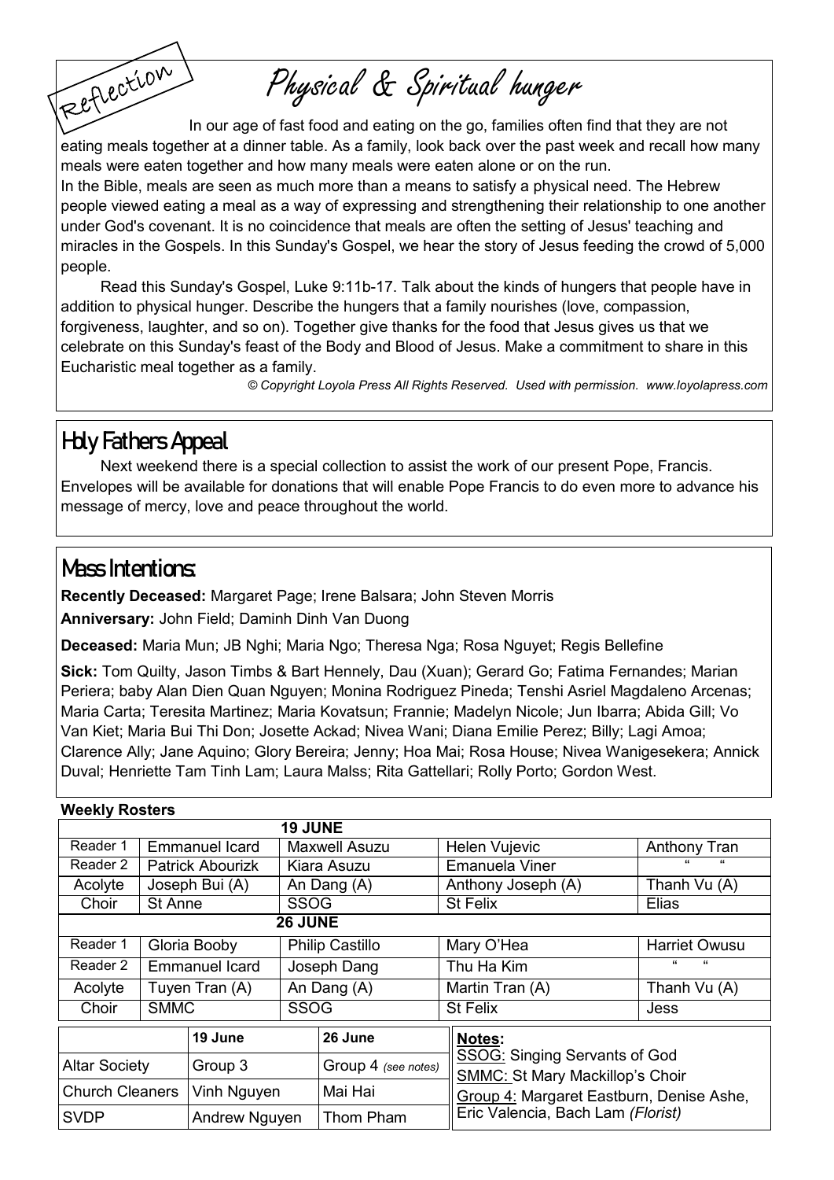Reflection

# Physical & Spiritual hunger

In our age of fast food and eating on the go, families often find that they are not eating meals together at a dinner table. As a family, look back over the past week and recall how many meals were eaten together and how many meals were eaten alone or on the run.

In the Bible, meals are seen as much more than a means to satisfy a physical need. The Hebrew people viewed eating a meal as a way of expressing and strengthening their relationship to one another under God's covenant. It is no coincidence that meals are often the setting of Jesus' teaching and miracles in the Gospels. In this Sunday's Gospel, we hear the story of Jesus feeding the crowd of 5,000 people.

Read this Sunday's Gospel, Luke 9:11b-17. Talk about the kinds of hungers that people have in addition to physical hunger. Describe the hungers that a family nourishes (love, compassion, forgiveness, laughter, and so on). Together give thanks for the food that Jesus gives us that we celebrate on this Sunday's feast of the Body and Blood of Jesus. Make a commitment to share in this Eucharistic meal together as a family.

*© Copyright Loyola Press All Rights Reserved. Used with permission. www.loyolapress.com*

## Holy Fathers Appeal

Next weekend there is a special collection to assist the work of our present Pope, Francis. Envelopes will be available for donations that will enable Pope Francis to do even more to advance his message of mercy, love and peace throughout the world.

## Mass Intentions:

**Recently Deceased:** Margaret Page; Irene Balsara; John Steven Morris

**Anniversary:** John Field; Daminh Dinh Van Duong

**Deceased:** Maria Mun; JB Nghi; Maria Ngo; Theresa Nga; Rosa Nguyet; Regis Bellefine

**Sick:** Tom Quilty, Jason Timbs & Bart Hennely, Dau (Xuan); Gerard Go; Fatima Fernandes; Marian Periera; baby Alan Dien Quan Nguyen; Monina Rodriguez Pineda; Tenshi Asriel Magdaleno Arcenas; Maria Carta; Teresita Martinez; Maria Kovatsun; Frannie; Madelyn Nicole; Jun Ibarra; Abida Gill; Vo Van Kiet; Maria Bui Thi Don; Josette Ackad; Nivea Wani; Diana Emilie Perez; Billy; Lagi Amoa; Clarence Ally; Jane Aquino; Glory Bereira; Jenny; Hoa Mai; Rosa House; Nivea Wanigesekera; Annick Duval; Henriette Tam Tinh Lam; Laura Malss; Rita Gattellari; Rolly Porto; Gordon West.

**Weekly Rosters**

| | 19 JUNE | | | |
|---|---|---|---|---|
| Reader 1 | Emmanuel Icard | Maxwell Asuzu | Helen Vujevic | Anthony Tran |
| Reader 2 | Patrick Abourizk | Kiara Asuzu | Emanuela Viner | " " |
| Acolyte | Joseph Bui (A) | An Dang (A) | Anthony Joseph (A) | Thanh Vu (A) |
| Choir | St Anne | SSOG | St Felix | Elias |
| | **26 JUNE** | | | |
| Reader 1 | Gloria Booby | Philip Castillo | Mary O'Hea | Harriet Owusu |
| Reader 2 | Emmanuel Icard | Joseph Dang | Thu Ha Kim | " " |
| Acolyte | Tuyen Tran (A) | An Dang (A) | Martin Tran (A) | Thanh Vu (A) |
| Choir | SMMC | SSOG | St Felix | Jess |

| | 19 June | 26 June |
|---|---|---|
| Altar Society | Group 3 | Group 4 *(see notes)* |
| Church Cleaners | Vinh Nguyen | Mai Hai |
| SVDP | Andrew Nguyen | Thom Pham |

**Notes:**
SSOG: Singing Servants of God
SMMC: St Mary Mackillop's Choir
Group 4: Margaret Eastburn, Denise Ashe, Eric Valencia, Bach Lam *(Florist)*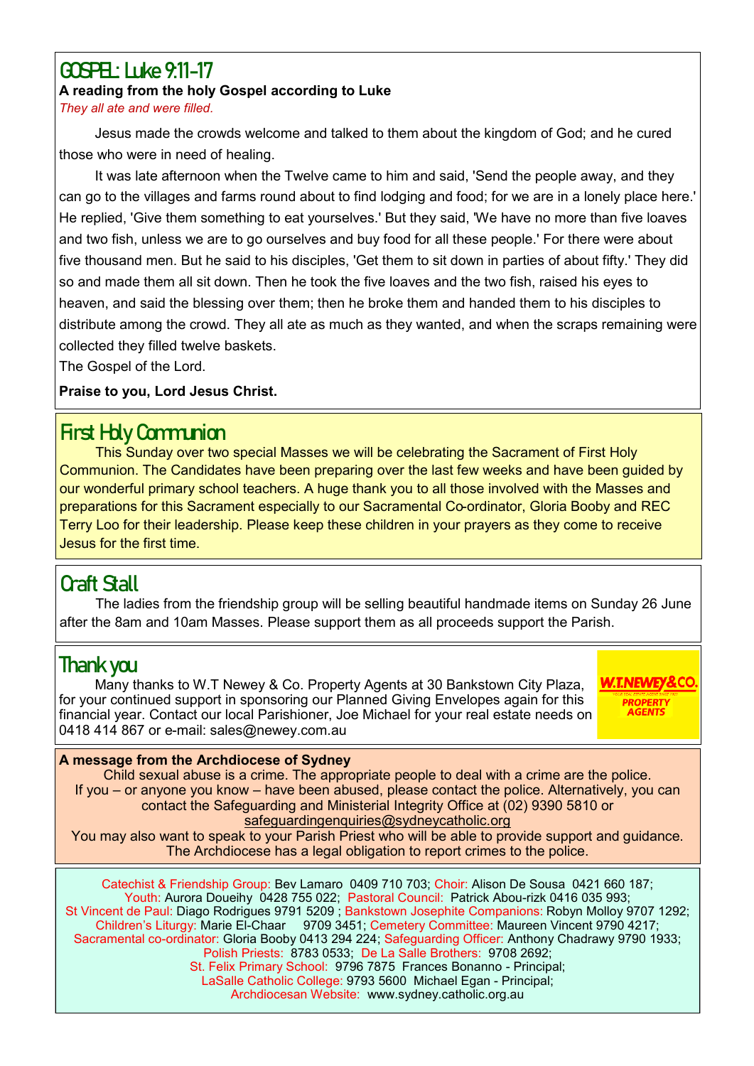## GOSPEL: Luke 9:11-17

**A reading from the holy Gospel according to Luke**

*They all ate and were filled.*

Jesus made the crowds welcome and talked to them about the kingdom of God; and he cured those who were in need of healing.

It was late afternoon when the Twelve came to him and said, 'Send the people away, and they can go to the villages and farms round about to find lodging and food; for we are in a lonely place here.' He replied, 'Give them something to eat yourselves.' But they said, 'We have no more than five loaves and two fish, unless we are to go ourselves and buy food for all these people.' For there were about five thousand men. But he said to his disciples, 'Get them to sit down in parties of about fifty.' They did so and made them all sit down. Then he took the five loaves and the two fish, raised his eyes to heaven, and said the blessing over them; then he broke them and handed them to his disciples to distribute among the crowd. They all ate as much as they wanted, and when the scraps remaining were collected they filled twelve baskets.

The Gospel of the Lord.

**Praise to you, Lord Jesus Christ.**

## First Holy Communion

This Sunday over two special Masses we will be celebrating the Sacrament of First Holy Communion. The Candidates have been preparing over the last few weeks and have been guided by our wonderful primary school teachers. A huge thank you to all those involved with the Masses and preparations for this Sacrament especially to our Sacramental Co-ordinator, Gloria Booby and REC Terry Loo for their leadership. Please keep these children in your prayers as they come to receive Jesus for the first time.

## Craft Stall

The ladies from the friendship group will be selling beautiful handmade items on Sunday 26 June after the 8am and 10am Masses. Please support them as all proceeds support the Parish.

## Thank you

Many thanks to W.T Newey & Co. Property Agents at 30 Bankstown City Plaza, for your continued support in sponsoring our Planned Giving Envelopes again for this financial year. Contact our local Parishioner, Joe Michael for your real estate needs on 0418 414 867 or e-mail: sales@newey.com.au

W.T.NEWEY&CO. PROPERTY AGENTS

**A message from the Archdiocese of Sydney**

Child sexual abuse is a crime. The appropriate people to deal with a crime are the police. If you – or anyone you know – have been abused, please contact the police. Alternatively, you can contact the Safeguarding and Ministerial Integrity Office at (02) 9390 5810 or safeguardingenquiries@sydneycatholic.org

You may also want to speak to your Parish Priest who will be able to provide support and guidance. The Archdiocese has a legal obligation to report crimes to the police.

Catechist & Friendship Group: Bev Lamaro 0409 710 703; Choir: Alison De Sousa 0421 660 187;
Youth: Aurora Doueihy 0428 755 022; Pastoral Council: Patrick Abou-rizk 0416 035 993;
St Vincent de Paul: Diago Rodrigues 9791 5209 ; Bankstown Josephite Companions: Robyn Molloy 9707 1292;
Children's Liturgy: Marie El-Chaar 9709 3451; Cemetery Committee: Maureen Vincent 9790 4217;
Sacramental co-ordinator: Gloria Booby 0413 294 224; Safeguarding Officer: Anthony Chadrawy 9790 1933;
Polish Priests: 8783 0533; De La Salle Brothers: 9708 2692;
St. Felix Primary School: 9796 7875 Frances Bonanno - Principal;
LaSalle Catholic College: 9793 5600 Michael Egan - Principal;
Archdiocesan Website: www.sydney.catholic.org.au